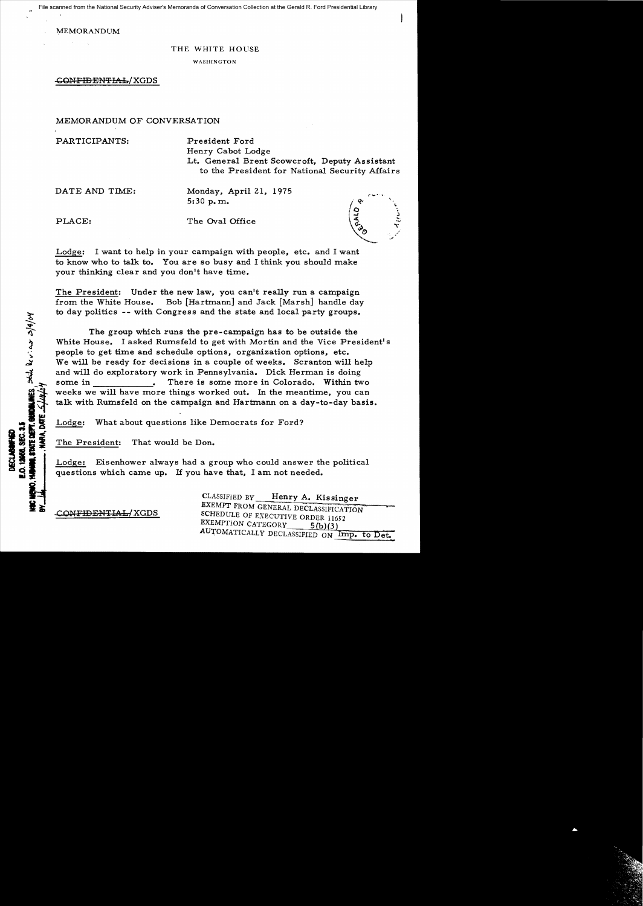File scanned from the National Security Adviser's Memoranda of Conversation Collection at the Gerald R. Ford Presidential Library

MEMORANDUM

THE WHITE HOUSE

WASHINGTON

~~CONFIDENTIAL~~/XGDS

MEMORANDUM OF CONVERSATION

PARTICIPANTS: President Ford
Henry Cabot Lodge
Lt. General Brent Scowcroft, Deputy Assistant to the President for National Security Affairs

DATE AND TIME: Monday, April 21, 1975
5:30 p.m.

PLACE: The Oval Office

Lodge: I want to help in your campaign with people, etc. and I want to know who to talk to. You are so busy and I think you should make your thinking clear and you don't have time.

The President: Under the new law, you can't really run a campaign from the White House. Bob [Hartmann] and Jack [Marsh] handle day to day politics -- with Congress and the state and local party groups.

The group which runs the pre-campaign has to be outside the White House. I asked Rumsfeld to get with Mortin and the Vice President's people to get time and schedule options, organization options, etc. We will be ready for decisions in a couple of weeks. Scranton will help and will do exploratory work in Pennsylvania. Dick Herman is doing some in \_\_\_\_\_\_\_\_\_\_. There is some more in Colorado. Within two weeks we will have more things worked out. In the meantime, you can talk with Rumsfeld on the campaign and Hartmann on a day-to-day basis.

Lodge: What about questions like Democrats for Ford?

The President: That would be Don.

Lodge: Eisenhower always had a group who could answer the political questions which came up. If you have that, I am not needed.

~~CONFIDENTIAL~~/XGDS

CLASSIFIED BY Henry A. Kissinger
EXEMPT FROM GENERAL DECLASSIFICATION SCHEDULE OF EXECUTIVE ORDER 11652
EXEMPTION CATEGORY 5(b)(3)
AUTOMATICALLY DECLASSIFIED ON Imp. to Det.

DECLASSIFIED
E.O. 12958, SEC. 3.5
NSC MEMO, 11/24/98, STATE DEPT. GUIDELINES, State Dev. iew 3/4/04
BY \_\_\_\_\_, NARA, DATE 5/14/04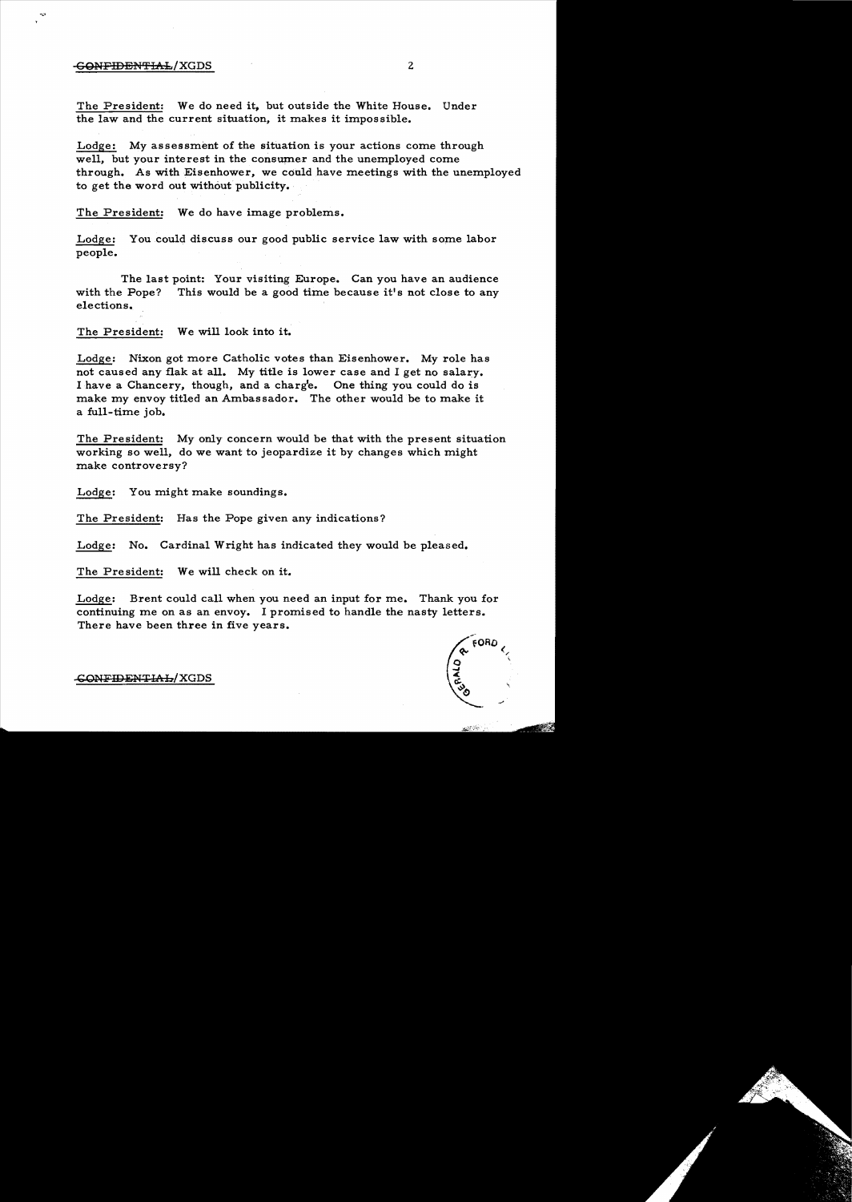The President: We do need it, but outside the White House. Under the law and the current situation, it makes it impossible.

Lodge: My assessment of the situation is your actions come through well, but your interest in the consumer and the unemployed come through. As with Eisenhower, we could have meetings with the unemployed to get the word out without publicity.

The President: We do have image problems.

Lodge: You could discuss our good public service law with some labor people.

The last point: Your visiting Europe. Can you have an audience with the Pope? This would be a good time because it's not close to any elections.

The President: We will look into it.

Lodge: Nixon got more Catholic votes than Eisenhower. My role has not caused any flak at all. My title is lower case and I get no salary. I have a Chancery, though, and a chargé. One thing you could do is make my envoy titled an Ambassador. The other would be to make it a full-time job.

The President: My only concern would be that with the present situation working so well, do we want to jeopardize it by changes which might make controversy?

Lodge: You might make soundings.

The President: Has the Pope given any indications?

Lodge: No. Cardinal Wright has indicated they would be pleased.

The President: We will check on it.

Lodge: Brent could call when you need an input for me. Thank you for continuing me on as an envoy. I promised to handle the nasty letters. There have been three in five years.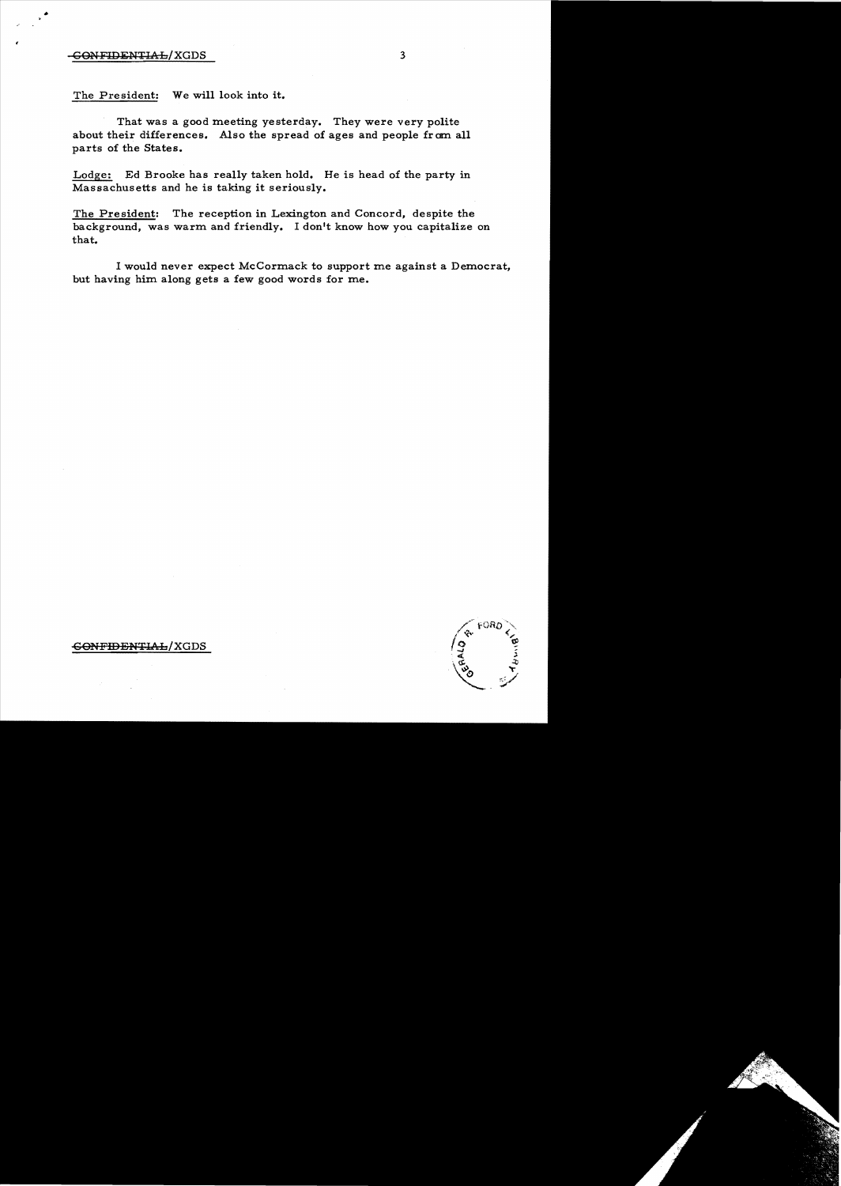The President: We will look into it.

That was a good meeting yesterday. They were very polite about their differences. Also the spread of ages and people from all parts of the States.

Lodge: Ed Brooke has really taken hold. He is head of the party in Massachusetts and he is taking it seriously.

The President: The reception in Lexington and Concord, despite the background, was warm and friendly. I don't know how you capitalize on that.

I would never expect McCormack to support me against a Democrat, but having him along gets a few good words for me.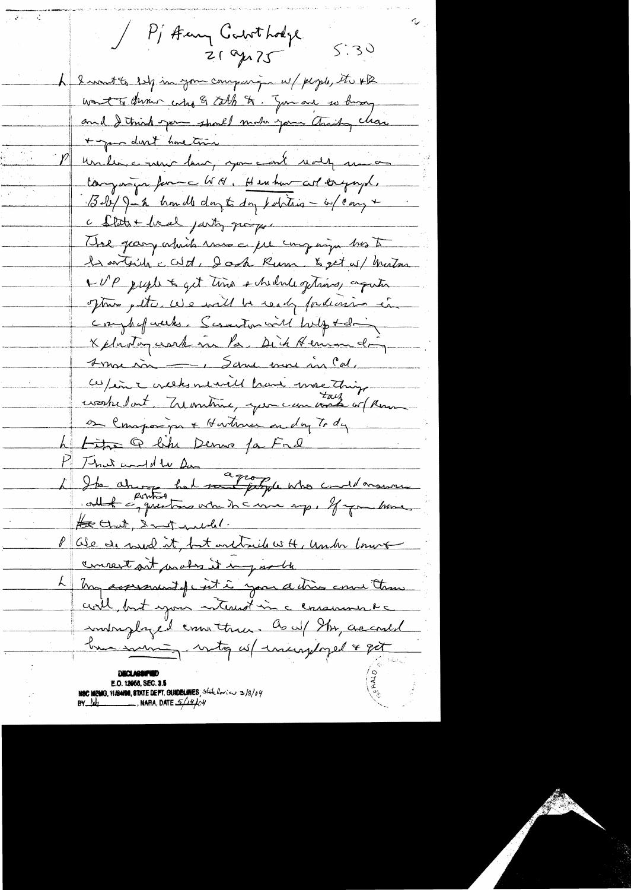/ P/ Henry Cabot Lodge
21 Apr 75 5:30

L I want to help in your campaign w/ people, etc + the want to dinner with & talk to. You are so busy and I think you should make your thinking clear + you don't have time.

P Under a new law, you can't really run a campaign from the WH. Hen have not engaged. Bob/ Jack handle day to day politics – w/ Cong + the State + local party groups.

The group which runs the pre campaign has to be outside the WH. I ask Rum. to get w/ Morton + VP people to get time + schedule options, computer options, etc. We will be ready for decision in couple of weeks. Scranton will help + doing exploratory work in Pa. Dick Herman doing same in — . Same more in Cal. W/in 2 weeks we will have more things worked out. Meantime, you can talk w/ Rum on Campaign + Hartmann on day to day

L Like to like Dems for Ford

P That would be fine

L The danger had ~~some~~ a group who could answer all of political questions when they come up. If you have ~~the~~ that, I not needed.

P We do need it, but outside WH. Under law + current set up, makes it impossible

L My assessment of it is your actions come there well, but your interest in the consumer & the unemployed come through. As w/ Ike, we could have meeting with w/ unemployed & get

DECLASSIFIED
E.O. 12958, SEC. 3.5
NSC MEMO, 11/24/98, STATE DEPT. GUIDELINES, State Review 3/8/04
BY ___ , NARA, DATE 5/14/04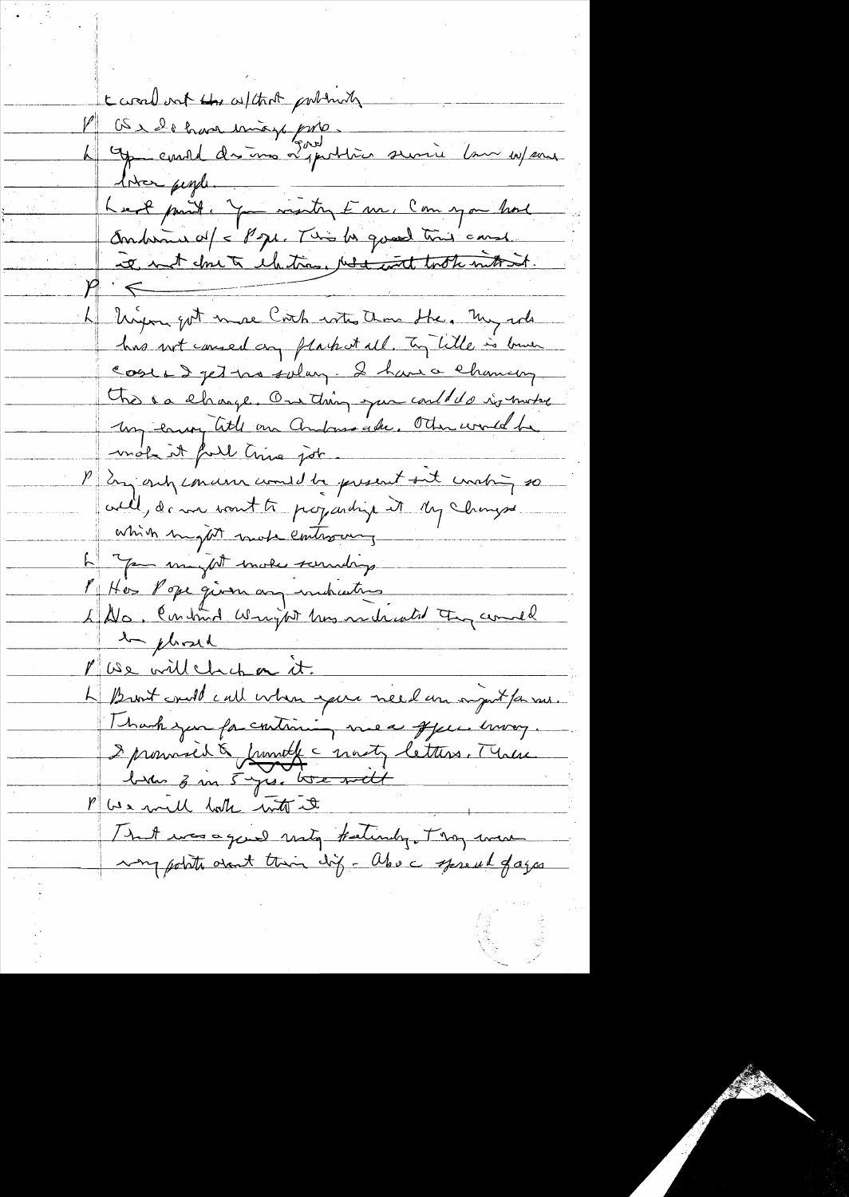I would not do w/that publicity

P We & I have image prob.

L You could do ~~a~~ a good political service ~~lam~~ w/some Latin people.

Last point. You mentioned me. Can you have Ambassador w/ Pope. This is good this cause. ~~It not due to elections, but will take into it.~~

P ←

L Nixon got more Cath votes than Ike. My role has not caused any flack at all. My title is between cos & I get no salary. I have a changing this & a change. One thing you could do is make my envoy title an Ambassador. Other would be make it full time job.

P Any only concern would be present set working so well, do we want to jeopardize it by changes which might make controversy

L You might make soundings

P Has Pope given any indication

L No. Cardinal Wright has indicated they would be pleased

P We will check on it.

L Brent could call when you need an input from me. Thank you for continuing me as your envoy. I promised to ~~[illegible]~~ nasty letters. There been 3 in 5 yrs. ~~We will~~

P We will look into it

That was a good nasty heterodoxy. They were very politic about their dif - abo c spread of ages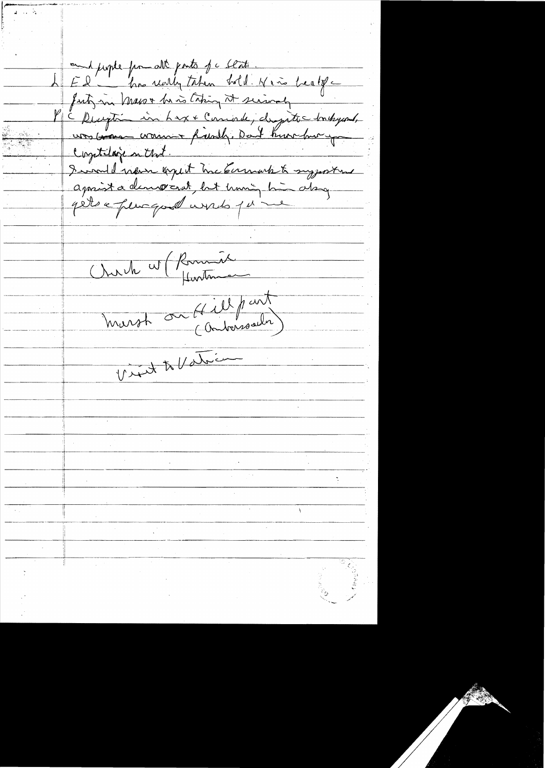and people from all parts of the State.

L Ed — has really taken hold. He is basically
part in Mass & he is taking it seriously

P C Reception in Lux & Comunidade, chapter background,
was warm warm & friendly. Don't know how you
capitalize on that.

I would never expect the Cormack to support me
against a democrat, but having him along
gets a few good words for me

Church w/ Romney
Huntsman

March on Hill part
(Ambassador)

Visit to Vatican